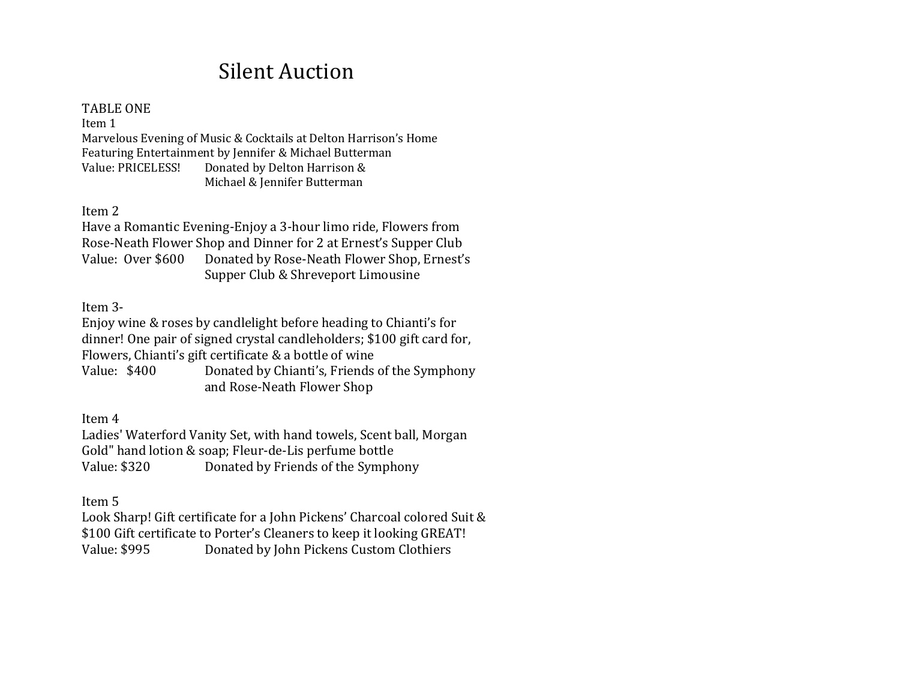# Silent Auction

TABLE ONE

Item 1
Marvelous Evening of Music & Cocktails at Delton Harrison's Home
Featuring Entertainment by Jennifer & Michael Butterman
Value: PRICELESS! Donated by Delton Harrison &
Michael & Jennifer Butterman

Item 2
Have a Romantic Evening-Enjoy a 3-hour limo ride, Flowers from Rose-Neath Flower Shop and Dinner for 2 at Ernest's Supper Club
Value: Over $600 Donated by Rose-Neath Flower Shop, Ernest's Supper Club & Shreveport Limousine

Item 3-
Enjoy wine & roses by candlelight before heading to Chianti's for dinner! One pair of signed crystal candleholders; $100 gift card for, Flowers, Chianti's gift certificate & a bottle of wine
Value: $400 Donated by Chianti's, Friends of the Symphony and Rose-Neath Flower Shop

Item 4
Ladies' Waterford Vanity Set, with hand towels, Scent ball, Morgan Gold" hand lotion & soap; Fleur-de-Lis perfume bottle
Value: $320 Donated by Friends of the Symphony

Item 5
Look Sharp! Gift certificate for a John Pickens' Charcoal colored Suit & $100 Gift certificate to Porter's Cleaners to keep it looking GREAT!
Value: $995 Donated by John Pickens Custom Clothiers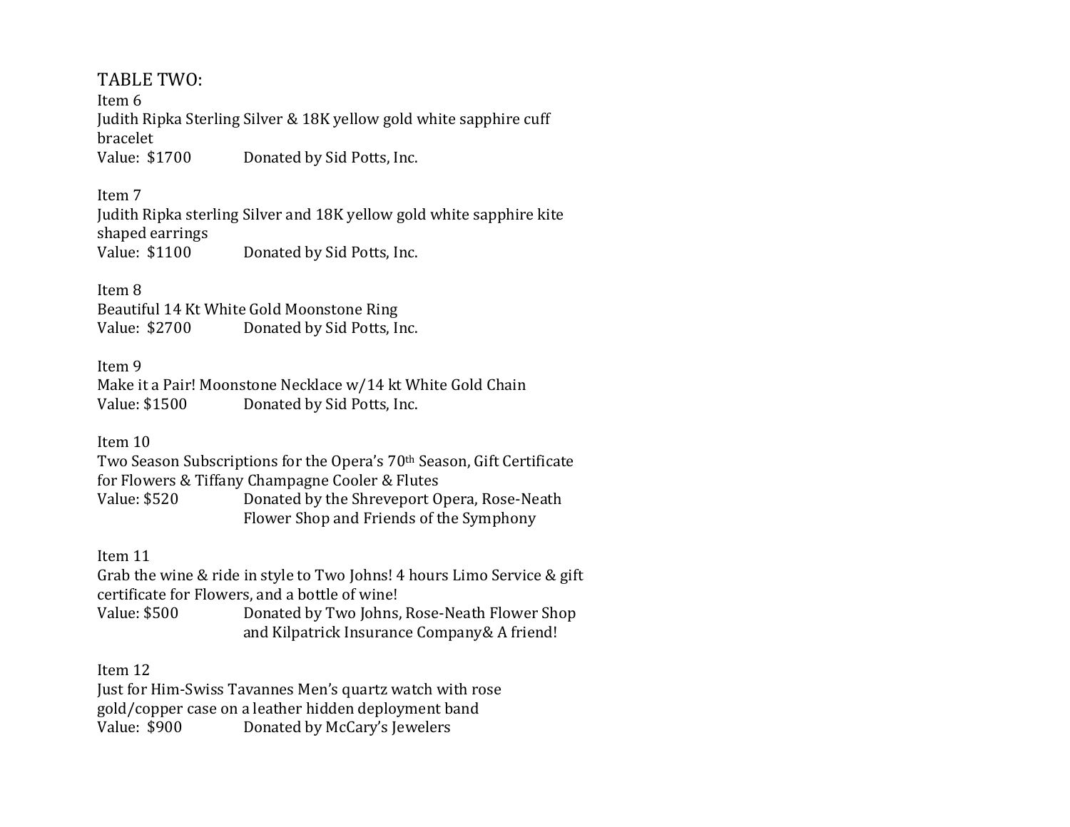# TABLE TWO:

Item 6
Judith Ripka Sterling Silver & 18K yellow gold white sapphire cuff bracelet
Value: $1700 Donated by Sid Potts, Inc.

Item 7
Judith Ripka sterling Silver and 18K yellow gold white sapphire kite shaped earrings
Value: $1100 Donated by Sid Potts, Inc.

Item 8
Beautiful 14 Kt White Gold Moonstone Ring
Value: $2700 Donated by Sid Potts, Inc.

Item 9
Make it a Pair! Moonstone Necklace w/14 kt White Gold Chain
Value: $1500 Donated by Sid Potts, Inc.

Item 10
Two Season Subscriptions for the Opera's 70th Season, Gift Certificate for Flowers & Tiffany Champagne Cooler & Flutes
Value: $520 Donated by the Shreveport Opera, Rose-Neath Flower Shop and Friends of the Symphony

Item 11
Grab the wine & ride in style to Two Johns! 4 hours Limo Service & gift certificate for Flowers, and a bottle of wine!
Value: $500 Donated by Two Johns, Rose-Neath Flower Shop and Kilpatrick Insurance Company& A friend!

Item 12
Just for Him-Swiss Tavannes Men's quartz watch with rose gold/copper case on a leather hidden deployment band
Value: $900 Donated by McCary's Jewelers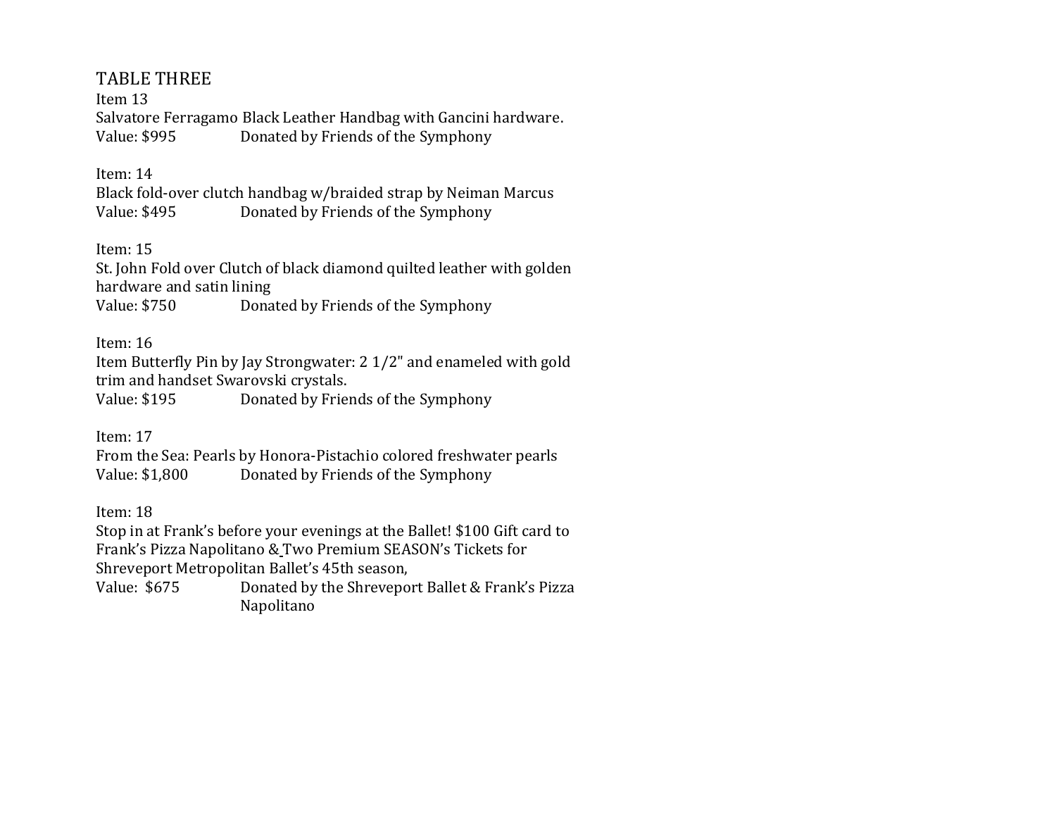# TABLE THREE

Item 13
Salvatore Ferragamo Black Leather Handbag with Gancini hardware.
Value: $995 Donated by Friends of the Symphony

Item: 14
Black fold-over clutch handbag w/braided strap by Neiman Marcus
Value: $495 Donated by Friends of the Symphony

Item: 15
St. John Fold over Clutch of black diamond quilted leather with golden hardware and satin lining
Value: $750 Donated by Friends of the Symphony

Item: 16
Item Butterfly Pin by Jay Strongwater: 2 1/2" and enameled with gold trim and handset Swarovski crystals.
Value: $195 Donated by Friends of the Symphony

Item: 17
From the Sea: Pearls by Honora-Pistachio colored freshwater pearls
Value: $1,800 Donated by Friends of the Symphony

Item: 18
Stop in at Frank's before your evenings at the Ballet! $100 Gift card to Frank's Pizza Napolitano & Two Premium SEASON's Tickets for Shreveport Metropolitan Ballet's 45th season,
Value: $675 Donated by the Shreveport Ballet & Frank's Pizza Napolitano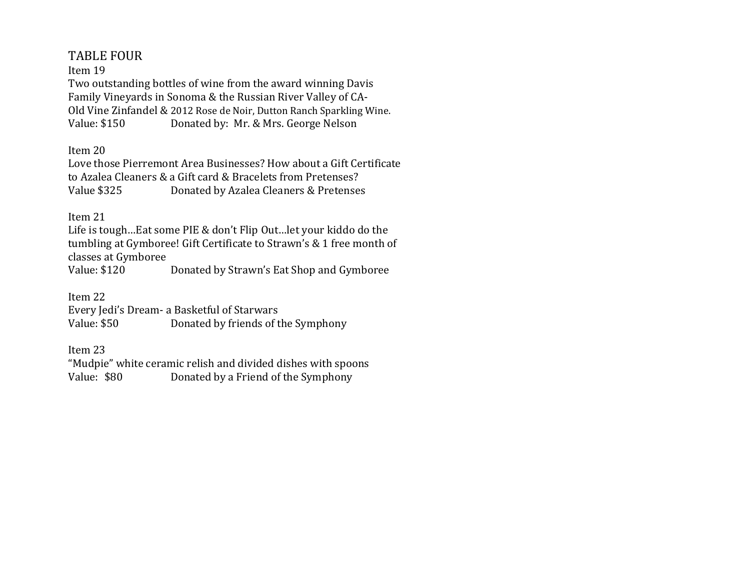# TABLE FOUR

Item 19

Two outstanding bottles of wine from the award winning Davis Family Vineyards in Sonoma & the Russian River Valley of CA- Old Vine Zinfandel & 2012 Rose de Noir, Dutton Ranch Sparkling Wine.

Value: $150 Donated by: Mr. & Mrs. George Nelson

Item 20

Love those Pierremont Area Businesses? How about a Gift Certificate to Azalea Cleaners & a Gift card & Bracelets from Pretenses?

Value $325 Donated by Azalea Cleaners & Pretenses

Item 21

Life is tough…Eat some PIE & don't Flip Out…let your kiddo do the tumbling at Gymboree! Gift Certificate to Strawn's & 1 free month of classes at Gymboree

Value: $120 Donated by Strawn's Eat Shop and Gymboree

Item 22

Every Jedi's Dream- a Basketful of Starwars

Value: $50 Donated by friends of the Symphony

Item 23

"Mudpie" white ceramic relish and divided dishes with spoons

Value: $80 Donated by a Friend of the Symphony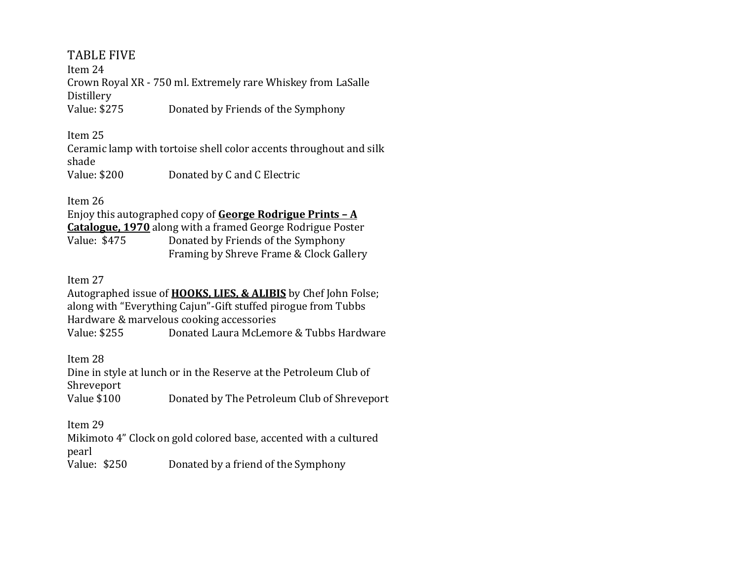# TABLE FIVE

Item 24
Crown Royal XR - 750 ml. Extremely rare Whiskey from LaSalle Distillery
Value: $275 Donated by Friends of the Symphony

Item 25
Ceramic lamp with tortoise shell color accents throughout and silk shade
Value: $200 Donated by C and C Electric

Item 26
Enjoy this autographed copy of **George Rodrigue Prints – A Catalogue, 1970** along with a framed George Rodrigue Poster
Value: $475 Donated by Friends of the Symphony
Framing by Shreve Frame & Clock Gallery

Item 27
Autographed issue of **HOOKS, LIES, & ALIBIS** by Chef John Folse; along with "Everything Cajun"-Gift stuffed pirogue from Tubbs Hardware & marvelous cooking accessories
Value: $255 Donated Laura McLemore & Tubbs Hardware

Item 28
Dine in style at lunch or in the Reserve at the Petroleum Club of Shreveport
Value $100 Donated by The Petroleum Club of Shreveport

Item 29
Mikimoto 4" Clock on gold colored base, accented with a cultured pearl
Value: $250 Donated by a friend of the Symphony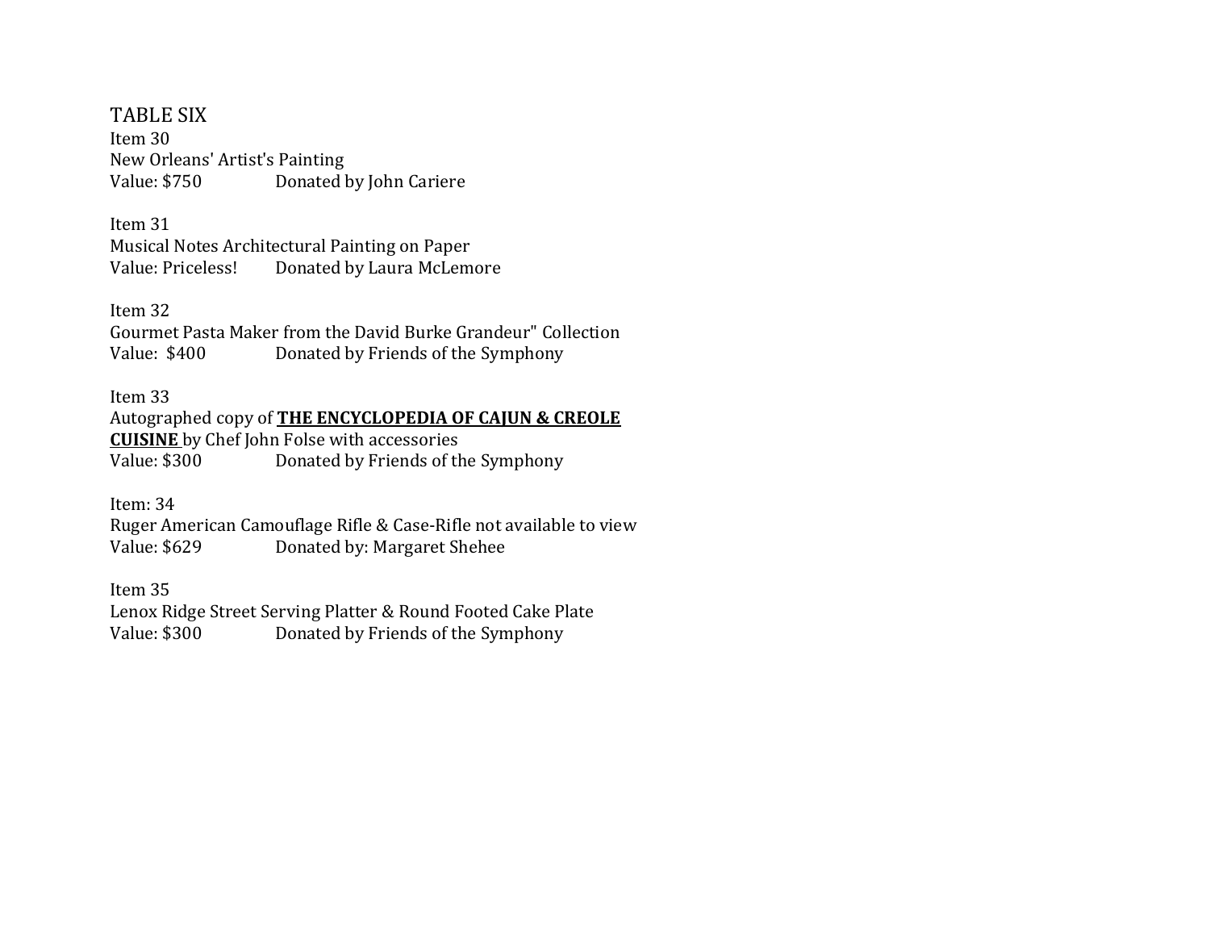# TABLE SIX

Item 30
New Orleans' Artist's Painting
Value: $750 Donated by John Cariere

Item 31
Musical Notes Architectural Painting on Paper
Value: Priceless! Donated by Laura McLemore

Item 32
Gourmet Pasta Maker from the David Burke Grandeur" Collection
Value: $400 Donated by Friends of the Symphony

Item 33
Autographed copy of **<u>THE ENCYCLOPEDIA OF CAJUN & CREOLE CUISINE</u>** by Chef John Folse with accessories
Value: $300 Donated by Friends of the Symphony

Item: 34
Ruger American Camouflage Rifle & Case-Rifle not available to view
Value: $629 Donated by: Margaret Shehee

Item 35
Lenox Ridge Street Serving Platter & Round Footed Cake Plate
Value: $300 Donated by Friends of the Symphony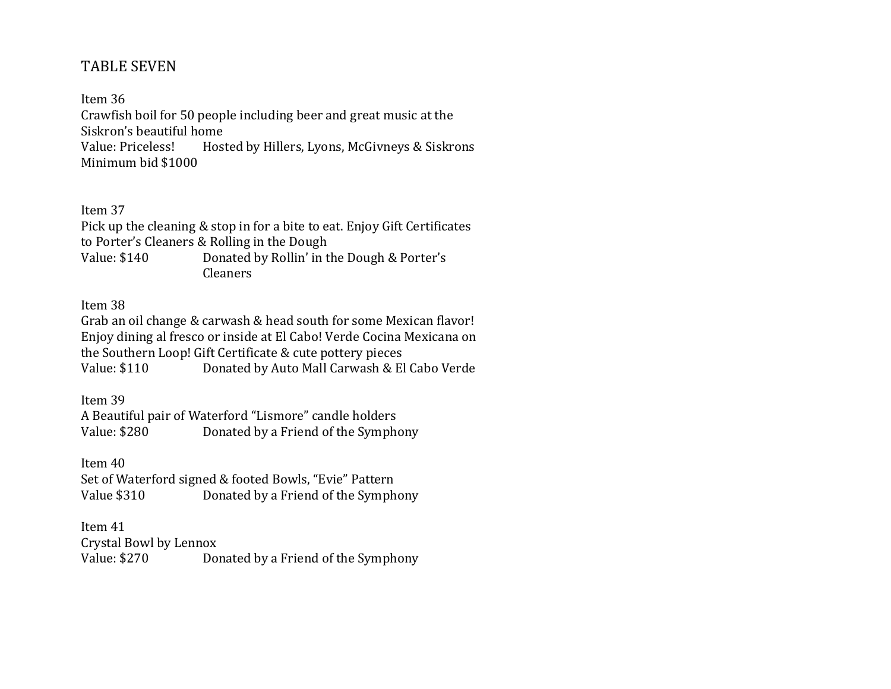# TABLE SEVEN

Item 36
Crawfish boil for 50 people including beer and great music at the Siskron's beautiful home
Value: Priceless! Hosted by Hillers, Lyons, McGivneys & Siskrons
Minimum bid $1000

Item 37
Pick up the cleaning & stop in for a bite to eat. Enjoy Gift Certificates to Porter's Cleaners & Rolling in the Dough
Value: $140 Donated by Rollin' in the Dough & Porter's Cleaners

Item 38
Grab an oil change & carwash & head south for some Mexican flavor! Enjoy dining al fresco or inside at El Cabo! Verde Cocina Mexicana on the Southern Loop! Gift Certificate & cute pottery pieces
Value: $110 Donated by Auto Mall Carwash & El Cabo Verde

Item 39
A Beautiful pair of Waterford "Lismore" candle holders
Value: $280 Donated by a Friend of the Symphony

Item 40
Set of Waterford signed & footed Bowls, "Evie" Pattern
Value $310 Donated by a Friend of the Symphony

Item 41
Crystal Bowl by Lennox
Value: $270 Donated by a Friend of the Symphony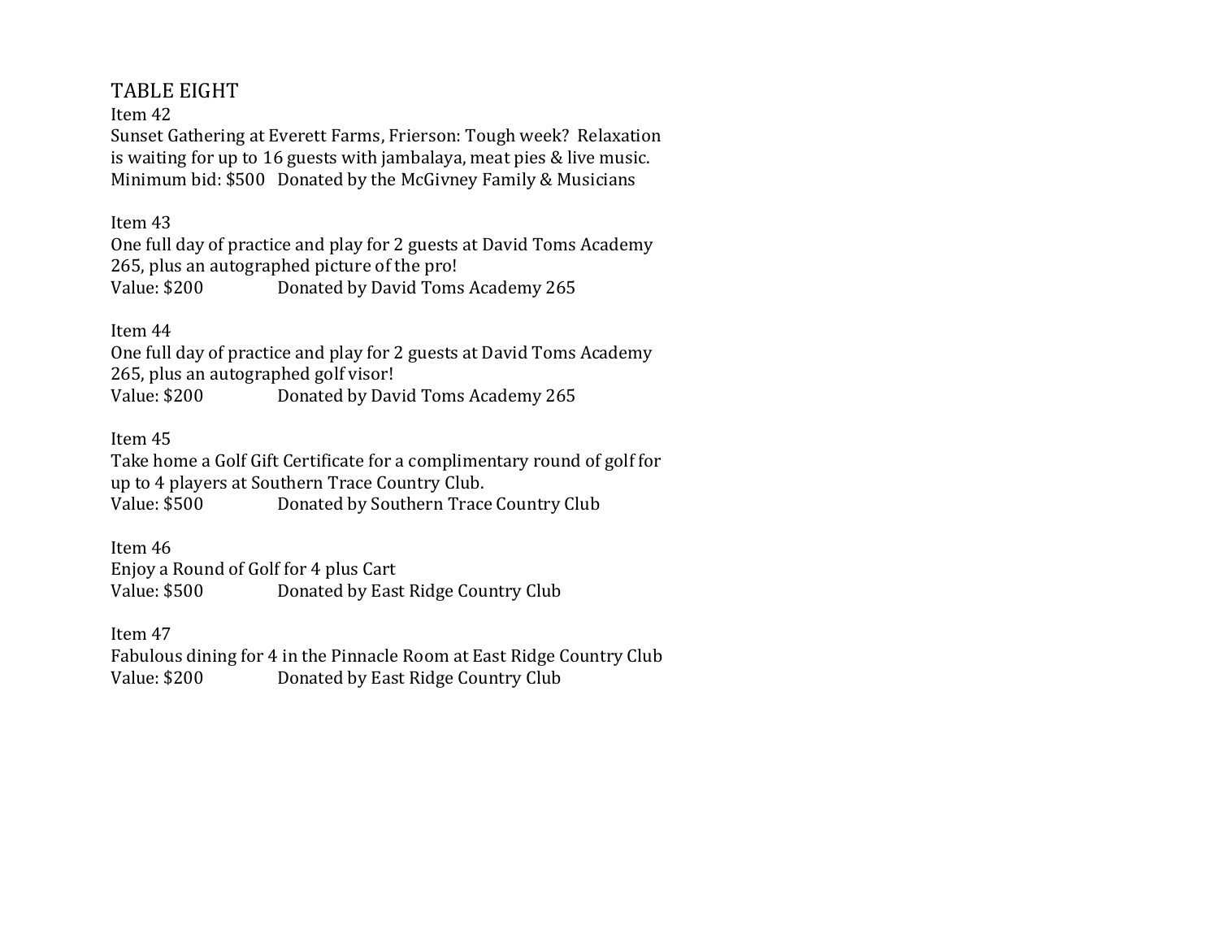## TABLE EIGHT

Item 42

Sunset Gathering at Everett Farms, Frierson: Tough week? Relaxation is waiting for up to 16 guests with jambalaya, meat pies & live music.
Minimum bid: $500 Donated by the McGivney Family & Musicians

Item 43

One full day of practice and play for 2 guests at David Toms Academy 265, plus an autographed picture of the pro!
Value: $200 Donated by David Toms Academy 265

Item 44

One full day of practice and play for 2 guests at David Toms Academy 265, plus an autographed golf visor!
Value: $200 Donated by David Toms Academy 265

Item 45

Take home a Golf Gift Certificate for a complimentary round of golf for up to 4 players at Southern Trace Country Club.
Value: $500 Donated by Southern Trace Country Club

Item 46

Enjoy a Round of Golf for 4 plus Cart
Value: $500 Donated by East Ridge Country Club

Item 47

Fabulous dining for 4 in the Pinnacle Room at East Ridge Country Club
Value: $200 Donated by East Ridge Country Club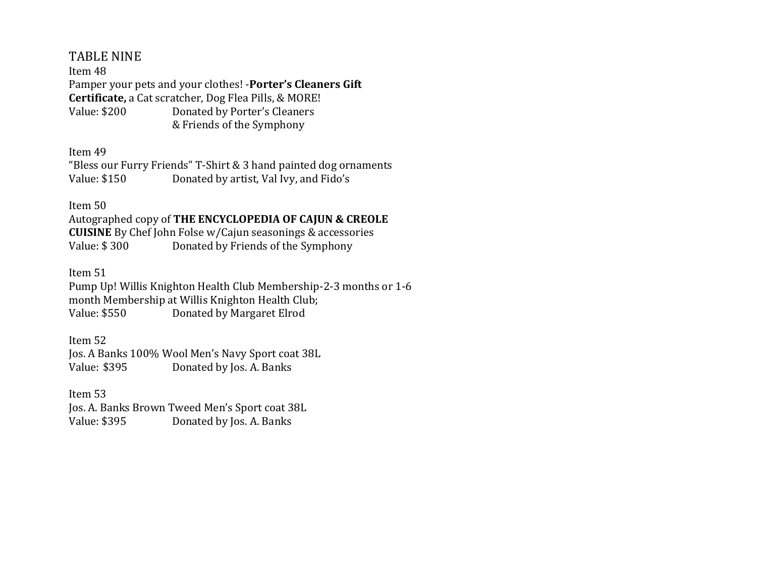## TABLE NINE

Item 48
Pamper your pets and your clothes! -**Porter's Cleaners Gift Certificate,** a Cat scratcher, Dog Flea Pills, & MORE!
Value: $200 Donated by Porter's Cleaners & Friends of the Symphony

Item 49
"Bless our Furry Friends" T-Shirt & 3 hand painted dog ornaments
Value: $150 Donated by artist, Val Ivy, and Fido's

Item 50
Autographed copy of **THE ENCYCLOPEDIA OF CAJUN & CREOLE CUISINE** By Chef John Folse w/Cajun seasonings & accessories
Value: $ 300 Donated by Friends of the Symphony

Item 51
Pump Up! Willis Knighton Health Club Membership-2-3 months or 1-6 month Membership at Willis Knighton Health Club;
Value: $550 Donated by Margaret Elrod

Item 52
Jos. A Banks 100% Wool Men's Navy Sport coat 38L
Value: $395 Donated by Jos. A. Banks

Item 53
Jos. A. Banks Brown Tweed Men's Sport coat 38L
Value: $395 Donated by Jos. A. Banks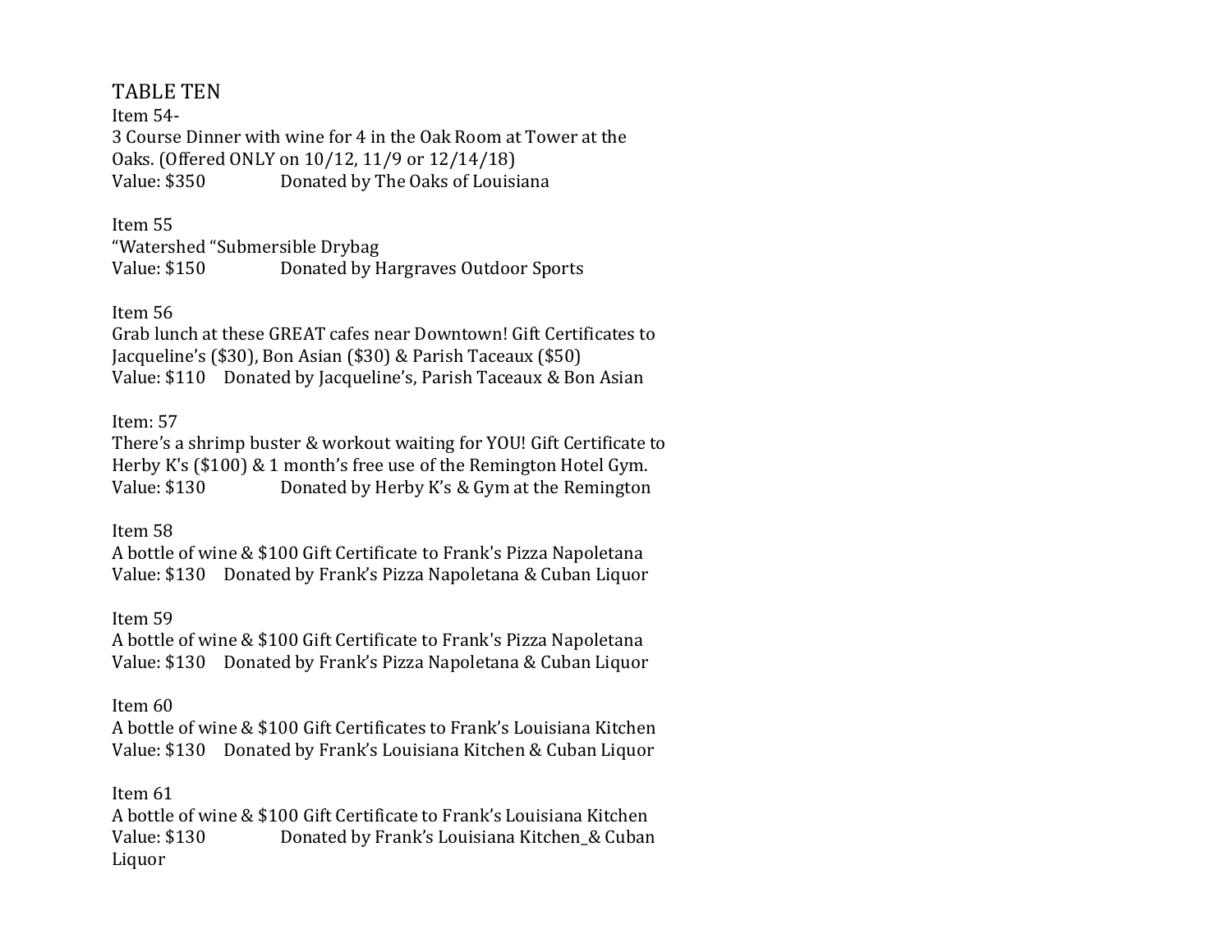# TABLE TEN

Item 54-
3 Course Dinner with wine for 4 in the Oak Room at Tower at the Oaks. (Offered ONLY on 10/12, 11/9 or 12/14/18)
Value: $350 Donated by The Oaks of Louisiana

Item 55
"Watershed "Submersible Drybag
Value: $150 Donated by Hargraves Outdoor Sports

Item 56
Grab lunch at these GREAT cafes near Downtown! Gift Certificates to Jacqueline's ($30), Bon Asian ($30) & Parish Taceaux ($50)
Value: $110 Donated by Jacqueline's, Parish Taceaux & Bon Asian

Item: 57
There's a shrimp buster & workout waiting for YOU! Gift Certificate to Herby K's ($100) & 1 month's free use of the Remington Hotel Gym.
Value: $130 Donated by Herby K's & Gym at the Remington

Item 58
A bottle of wine & $100 Gift Certificate to Frank's Pizza Napoletana
Value: $130 Donated by Frank's Pizza Napoletana & Cuban Liquor

Item 59
A bottle of wine & $100 Gift Certificate to Frank's Pizza Napoletana
Value: $130 Donated by Frank's Pizza Napoletana & Cuban Liquor

Item 60
A bottle of wine & $100 Gift Certificates to Frank's Louisiana Kitchen
Value: $130 Donated by Frank's Louisiana Kitchen & Cuban Liquor

Item 61
A bottle of wine & $100 Gift Certificate to Frank's Louisiana Kitchen
Value: $130 Donated by Frank's Louisiana Kitchen_& Cuban Liquor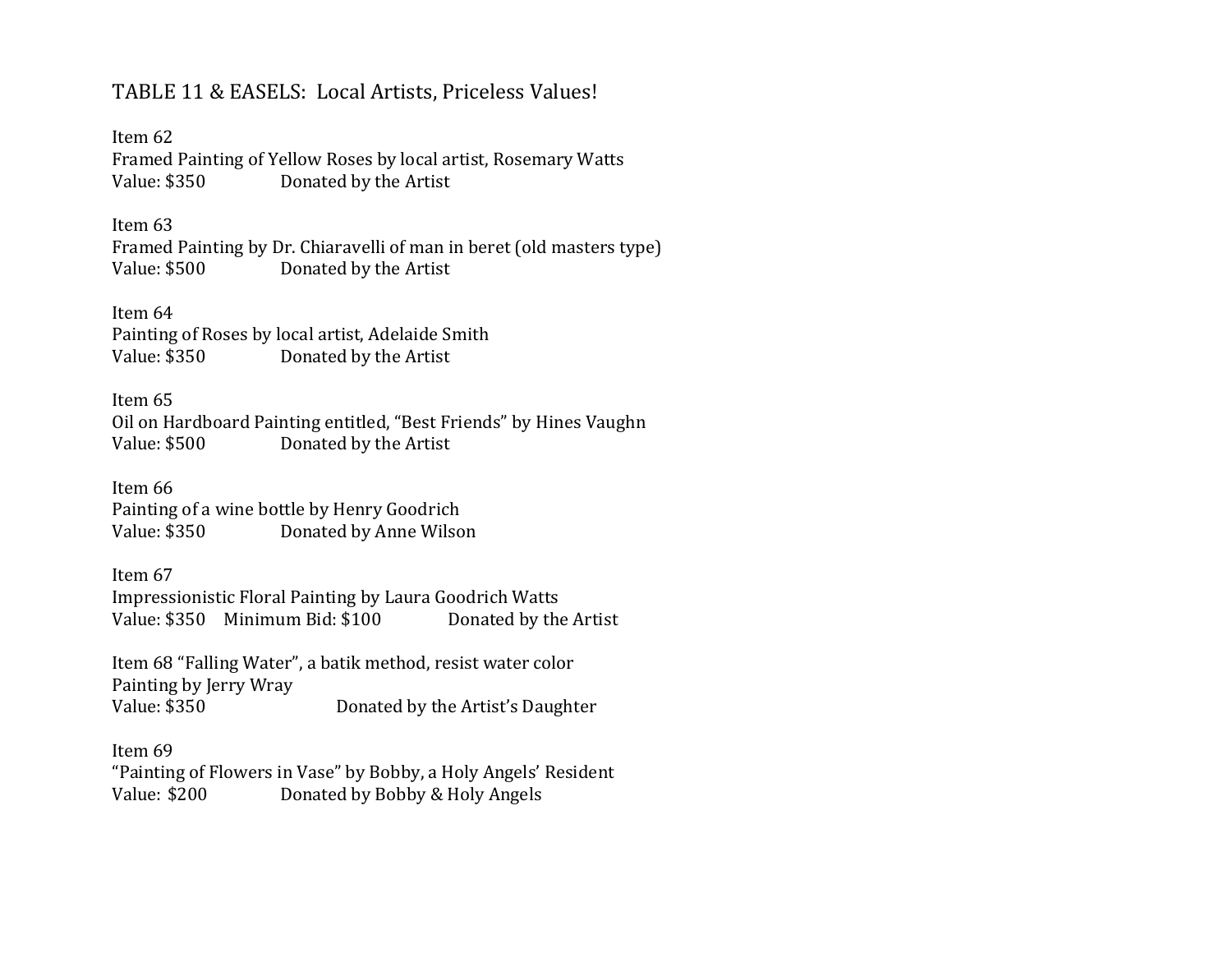## TABLE 11 & EASELS: Local Artists, Priceless Values!

Item 62
Framed Painting of Yellow Roses by local artist, Rosemary Watts
Value: $350 Donated by the Artist

Item 63
Framed Painting by Dr. Chiaravelli of man in beret (old masters type)
Value: $500 Donated by the Artist

Item 64
Painting of Roses by local artist, Adelaide Smith
Value: $350 Donated by the Artist

Item 65
Oil on Hardboard Painting entitled, "Best Friends" by Hines Vaughn
Value: $500 Donated by the Artist

Item 66
Painting of a wine bottle by Henry Goodrich
Value: $350 Donated by Anne Wilson

Item 67
Impressionistic Floral Painting by Laura Goodrich Watts
Value: $350 Minimum Bid: $100 Donated by the Artist

Item 68 "Falling Water", a batik method, resist water color
Painting by Jerry Wray
Value: $350 Donated by the Artist's Daughter

Item 69
"Painting of Flowers in Vase" by Bobby, a Holy Angels' Resident
Value: $200 Donated by Bobby & Holy Angels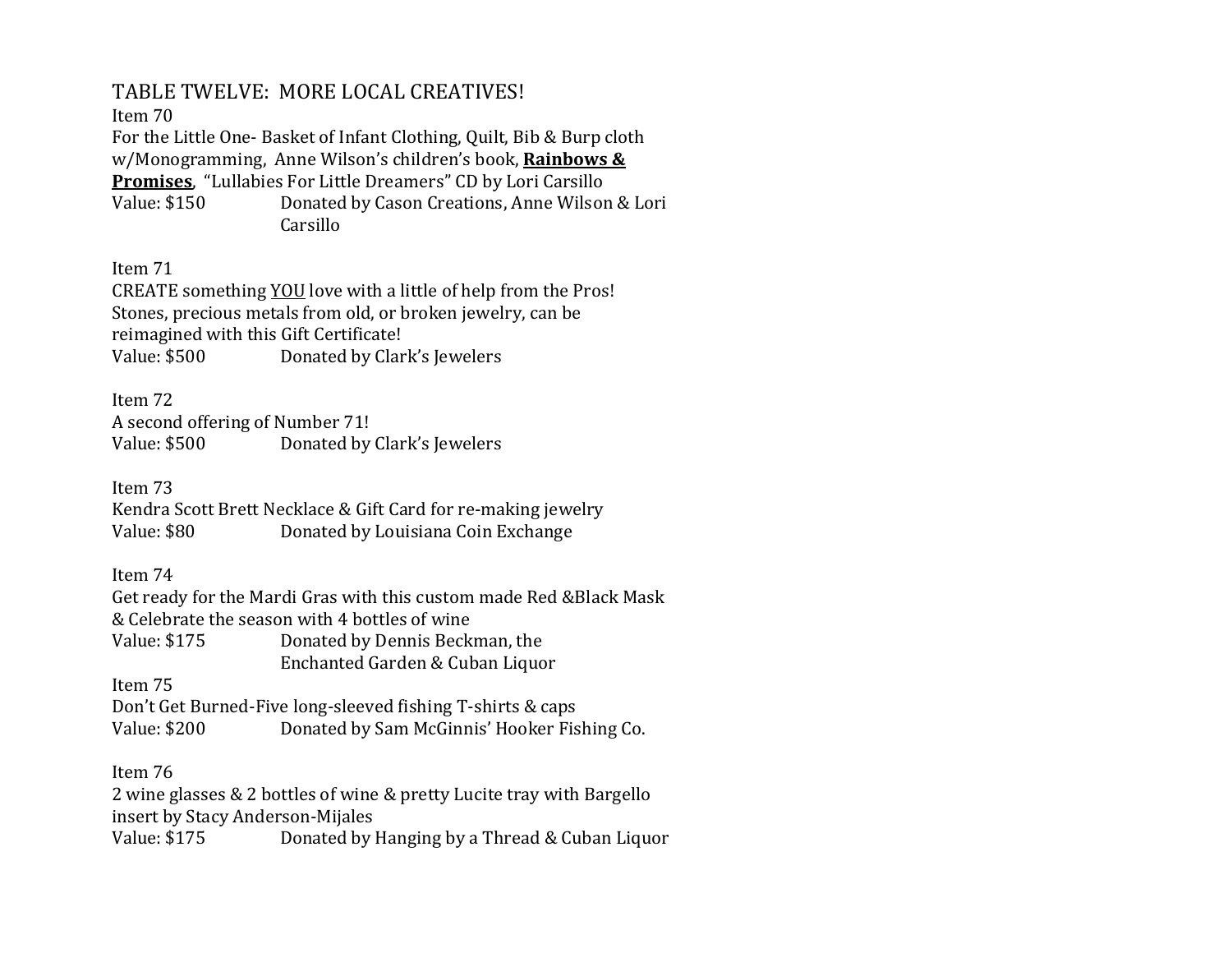## TABLE TWELVE: MORE LOCAL CREATIVES!

Item 70
For the Little One- Basket of Infant Clothing, Quilt, Bib & Burp cloth w/Monogramming, Anne Wilson's children's book, **<u>Rainbows & Promises</u>**, "Lullabies For Little Dreamers" CD by Lori Carsillo
Value: $150 Donated by Cason Creations, Anne Wilson & Lori Carsillo

Item 71
CREATE something <u>YOU</u> love with a little of help from the Pros! Stones, precious metals from old, or broken jewelry, can be reimagined with this Gift Certificate!
Value: $500 Donated by Clark's Jewelers

Item 72
A second offering of Number 71!
Value: $500 Donated by Clark's Jewelers

Item 73
Kendra Scott Brett Necklace & Gift Card for re-making jewelry
Value: $80 Donated by Louisiana Coin Exchange

Item 74
Get ready for the Mardi Gras with this custom made Red &Black Mask & Celebrate the season with 4 bottles of wine
Value: $175 Donated by Dennis Beckman, the Enchanted Garden & Cuban Liquor

Item 75
Don't Get Burned-Five long-sleeved fishing T-shirts & caps
Value: $200 Donated by Sam McGinnis' Hooker Fishing Co.

Item 76
2 wine glasses & 2 bottles of wine & pretty Lucite tray with Bargello insert by Stacy Anderson-Mijales
Value: $175 Donated by Hanging by a Thread & Cuban Liquor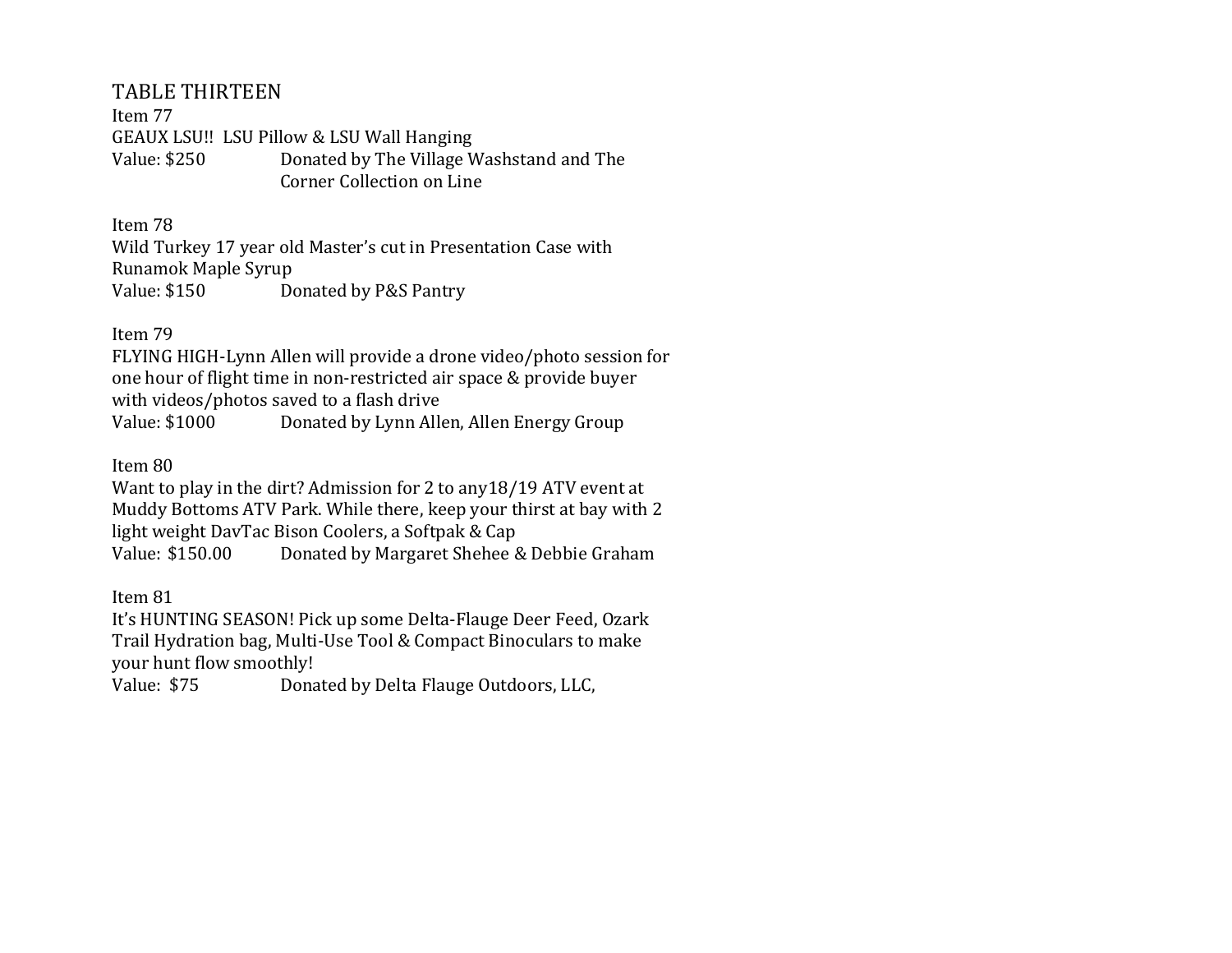## TABLE THIRTEEN

Item 77

GEAUX LSU!! LSU Pillow & LSU Wall Hanging

Value: $250 Donated by The Village Washstand and The Corner Collection on Line

Item 78

Wild Turkey 17 year old Master's cut in Presentation Case with Runamok Maple Syrup

Value: $150 Donated by P&S Pantry

Item 79

FLYING HIGH-Lynn Allen will provide a drone video/photo session for one hour of flight time in non-restricted air space & provide buyer with videos/photos saved to a flash drive

Value: $1000 Donated by Lynn Allen, Allen Energy Group

Item 80

Want to play in the dirt? Admission for 2 to any18/19 ATV event at Muddy Bottoms ATV Park. While there, keep your thirst at bay with 2 light weight DavTac Bison Coolers, a Softpak & Cap

Value: $150.00 Donated by Margaret Shehee & Debbie Graham

Item 81

It's HUNTING SEASON! Pick up some Delta-Flauge Deer Feed, Ozark Trail Hydration bag, Multi-Use Tool & Compact Binoculars to make your hunt flow smoothly!

Value: $75 Donated by Delta Flauge Outdoors, LLC,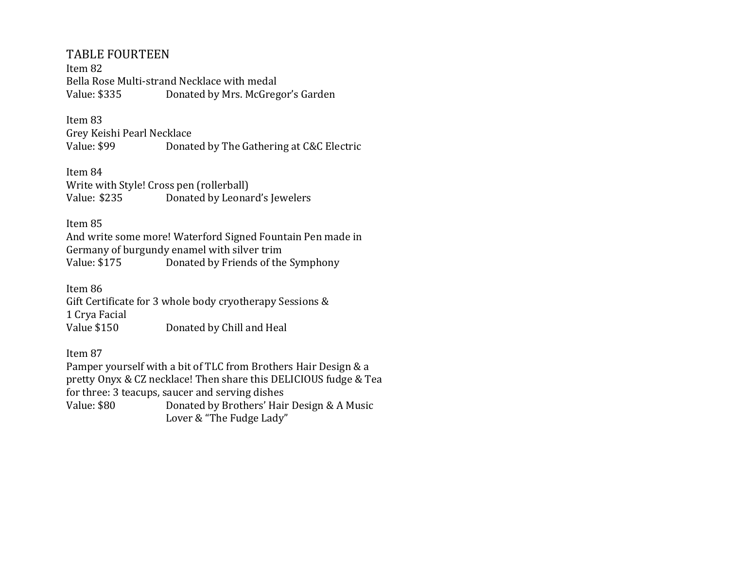# TABLE FOURTEEN

Item 82
Bella Rose Multi-strand Necklace with medal
Value: $335 Donated by Mrs. McGregor's Garden

Item 83
Grey Keishi Pearl Necklace
Value: $99 Donated by The Gathering at C&C Electric

Item 84
Write with Style! Cross pen (rollerball)
Value: $235 Donated by Leonard's Jewelers

Item 85
And write some more! Waterford Signed Fountain Pen made in Germany of burgundy enamel with silver trim
Value: $175 Donated by Friends of the Symphony

Item 86
Gift Certificate for 3 whole body cryotherapy Sessions & 1 Crya Facial
Value $150 Donated by Chill and Heal

Item 87
Pamper yourself with a bit of TLC from Brothers Hair Design & a pretty Onyx & CZ necklace! Then share this DELICIOUS fudge & Tea for three: 3 teacups, saucer and serving dishes
Value: $80 Donated by Brothers' Hair Design & A Music Lover & "The Fudge Lady"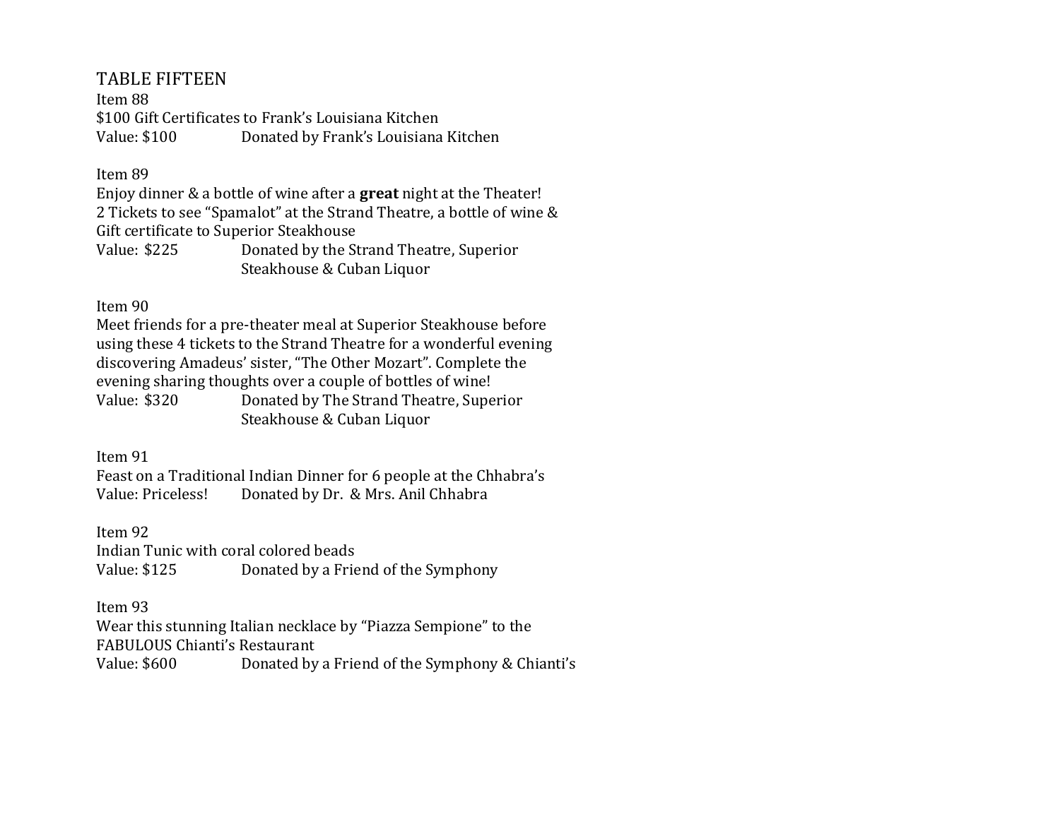## TABLE FIFTEEN

Item 88
$100 Gift Certificates to Frank's Louisiana Kitchen
Value: $100 Donated by Frank's Louisiana Kitchen

Item 89
Enjoy dinner & a bottle of wine after a **great** night at the Theater!
2 Tickets to see "Spamalot" at the Strand Theatre, a bottle of wine &
Gift certificate to Superior Steakhouse
Value: $225 Donated by the Strand Theatre, Superior Steakhouse & Cuban Liquor

Item 90
Meet friends for a pre-theater meal at Superior Steakhouse before using these 4 tickets to the Strand Theatre for a wonderful evening discovering Amadeus' sister, "The Other Mozart". Complete the evening sharing thoughts over a couple of bottles of wine!
Value: $320 Donated by The Strand Theatre, Superior Steakhouse & Cuban Liquor

Item 91
Feast on a Traditional Indian Dinner for 6 people at the Chhabra's
Value: Priceless! Donated by Dr. & Mrs. Anil Chhabra

Item 92
Indian Tunic with coral colored beads
Value: $125 Donated by a Friend of the Symphony

Item 93
Wear this stunning Italian necklace by "Piazza Sempione" to the FABULOUS Chianti's Restaurant
Value: $600 Donated by a Friend of the Symphony & Chianti's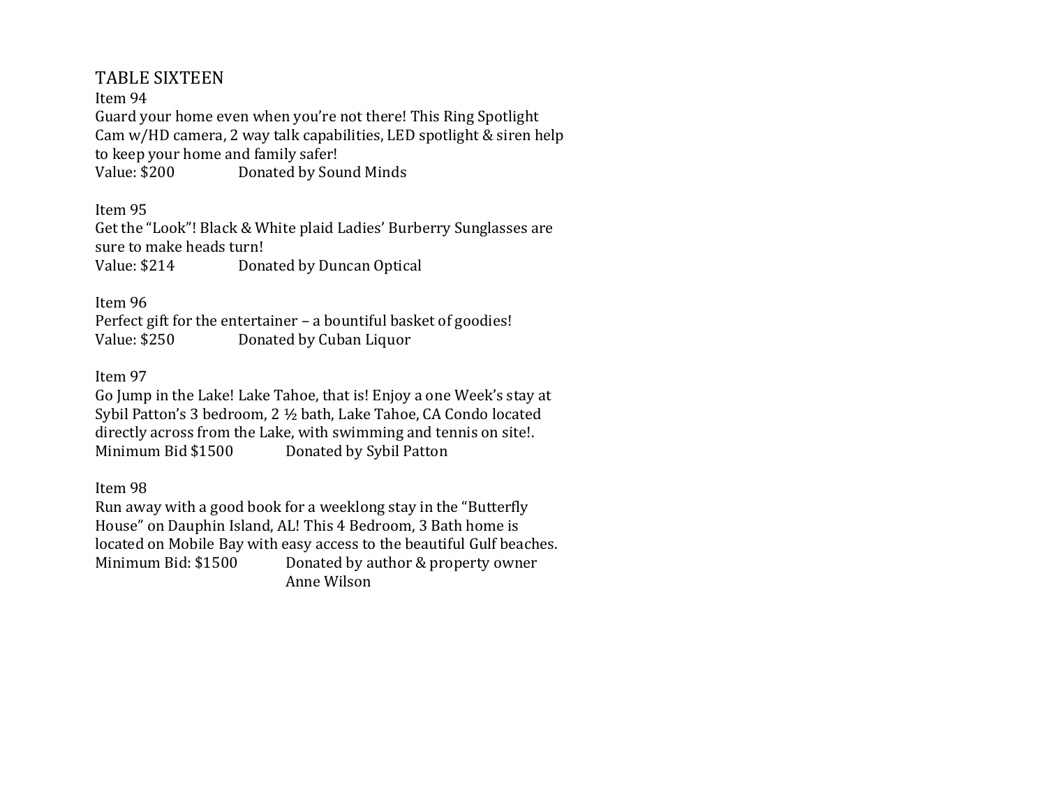# TABLE SIXTEEN

Item 94
Guard your home even when you're not there! This Ring Spotlight Cam w/HD camera, 2 way talk capabilities, LED spotlight & siren help to keep your home and family safer!
Value: $200 Donated by Sound Minds

Item 95
Get the "Look"! Black & White plaid Ladies' Burberry Sunglasses are sure to make heads turn!
Value: $214 Donated by Duncan Optical

Item 96
Perfect gift for the entertainer – a bountiful basket of goodies!
Value: $250 Donated by Cuban Liquor

Item 97
Go Jump in the Lake! Lake Tahoe, that is! Enjoy a one Week's stay at Sybil Patton's 3 bedroom, 2 ½ bath, Lake Tahoe, CA Condo located directly across from the Lake, with swimming and tennis on site!.
Minimum Bid $1500 Donated by Sybil Patton

Item 98
Run away with a good book for a weeklong stay in the "Butterfly House" on Dauphin Island, AL! This 4 Bedroom, 3 Bath home is located on Mobile Bay with easy access to the beautiful Gulf beaches.
Minimum Bid: $1500 Donated by author & property owner Anne Wilson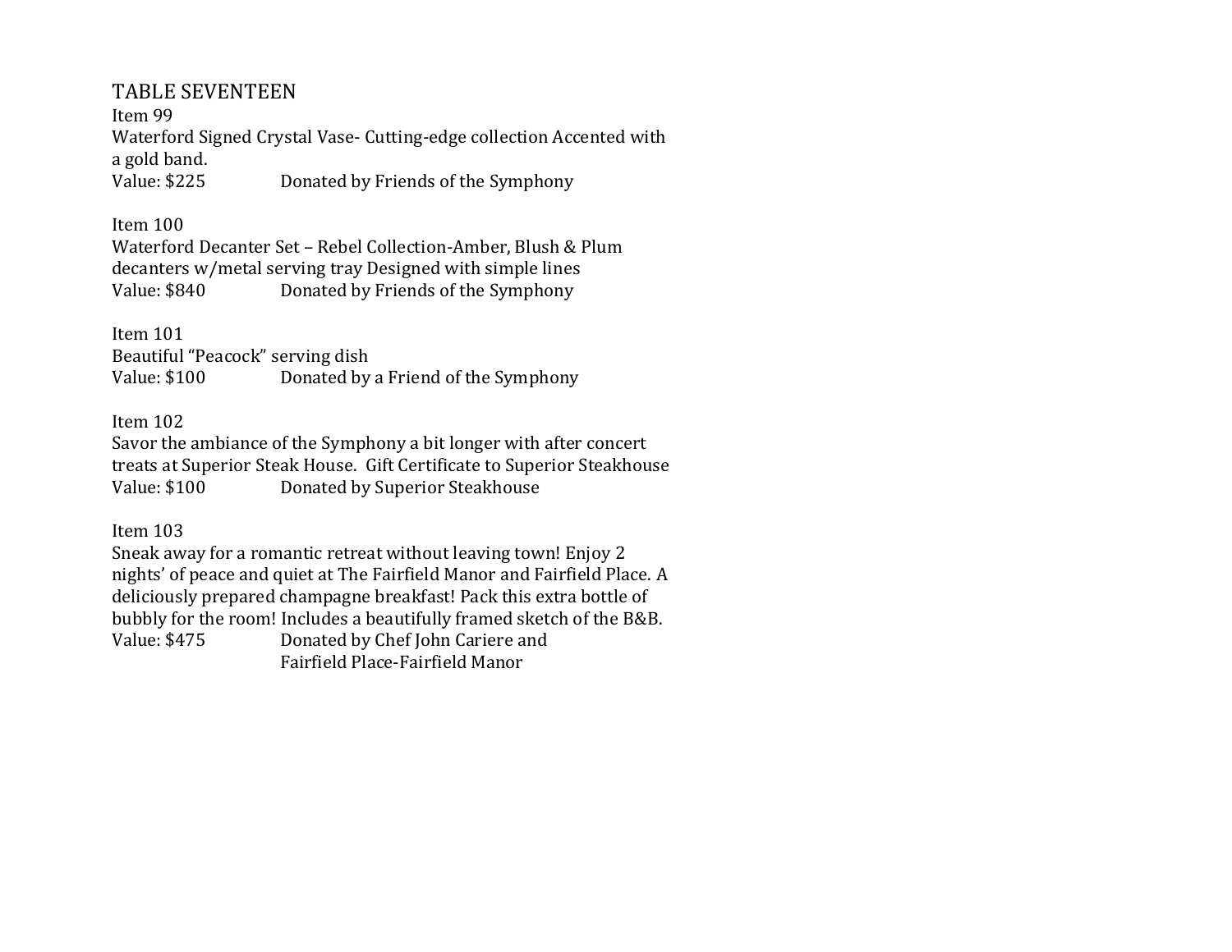## TABLE SEVENTEEN

Item 99

Waterford Signed Crystal Vase- Cutting-edge collection Accented with a gold band.

Value: $225 Donated by Friends of the Symphony

Item 100

Waterford Decanter Set – Rebel Collection-Amber, Blush & Plum decanters w/metal serving tray Designed with simple lines

Value: $840 Donated by Friends of the Symphony

Item 101

Beautiful "Peacock" serving dish

Value: $100 Donated by a Friend of the Symphony

Item 102

Savor the ambiance of the Symphony a bit longer with after concert treats at Superior Steak House. Gift Certificate to Superior Steakhouse

Value: $100 Donated by Superior Steakhouse

Item 103

Sneak away for a romantic retreat without leaving town! Enjoy 2 nights' of peace and quiet at The Fairfield Manor and Fairfield Place. A deliciously prepared champagne breakfast! Pack this extra bottle of bubbly for the room! Includes a beautifully framed sketch of the B&B.

Value: $475 Donated by Chef John Cariere and Fairfield Place-Fairfield Manor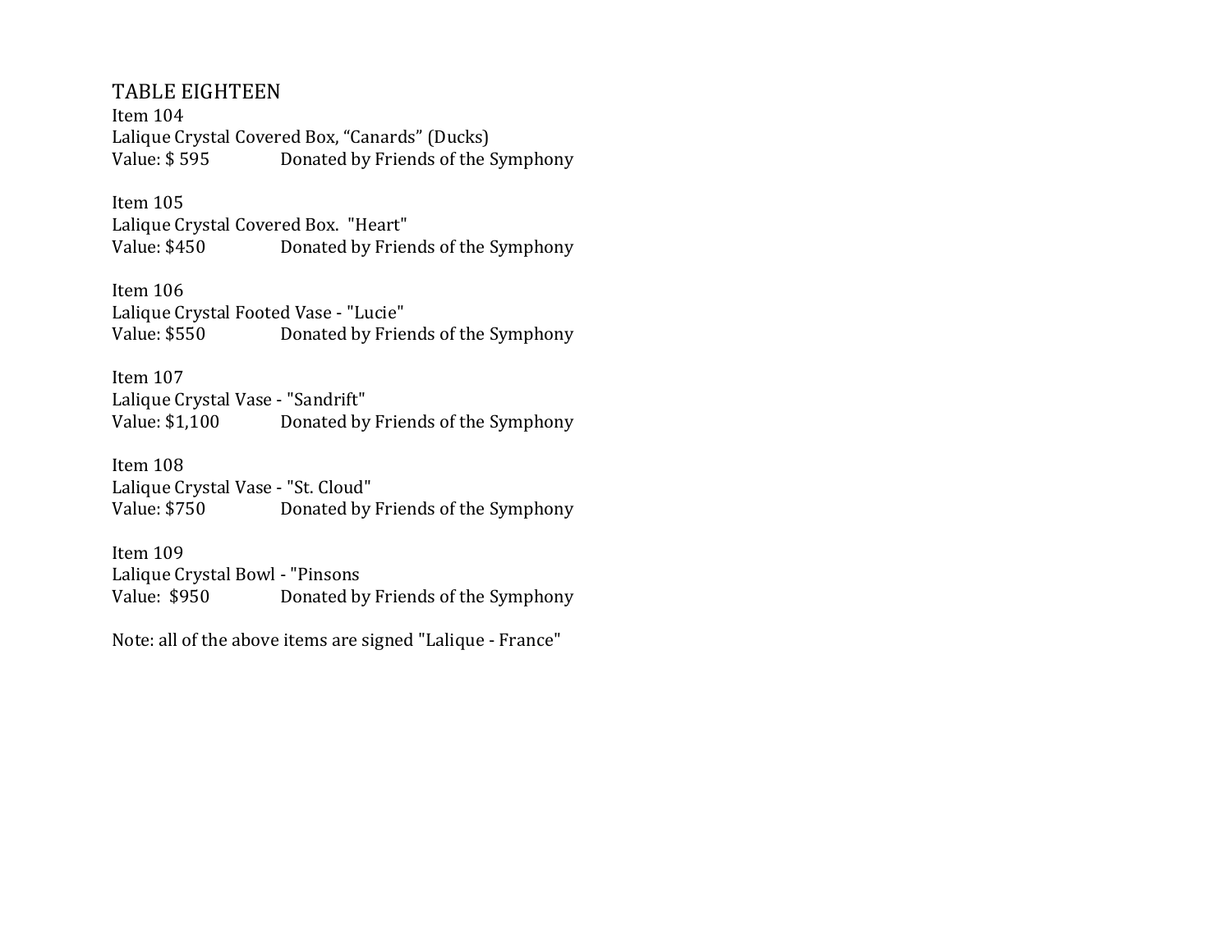# TABLE EIGHTEEN

Item 104
Lalique Crystal Covered Box, “Canards” (Ducks)
Value: $ 595 Donated by Friends of the Symphony

Item 105
Lalique Crystal Covered Box. "Heart"
Value: $450 Donated by Friends of the Symphony

Item 106
Lalique Crystal Footed Vase - "Lucie"
Value: $550 Donated by Friends of the Symphony

Item 107
Lalique Crystal Vase - "Sandrift"
Value: $1,100 Donated by Friends of the Symphony

Item 108
Lalique Crystal Vase - "St. Cloud"
Value: $750 Donated by Friends of the Symphony

Item 109
Lalique Crystal Bowl - "Pinsons
Value: $950 Donated by Friends of the Symphony

Note: all of the above items are signed "Lalique - France"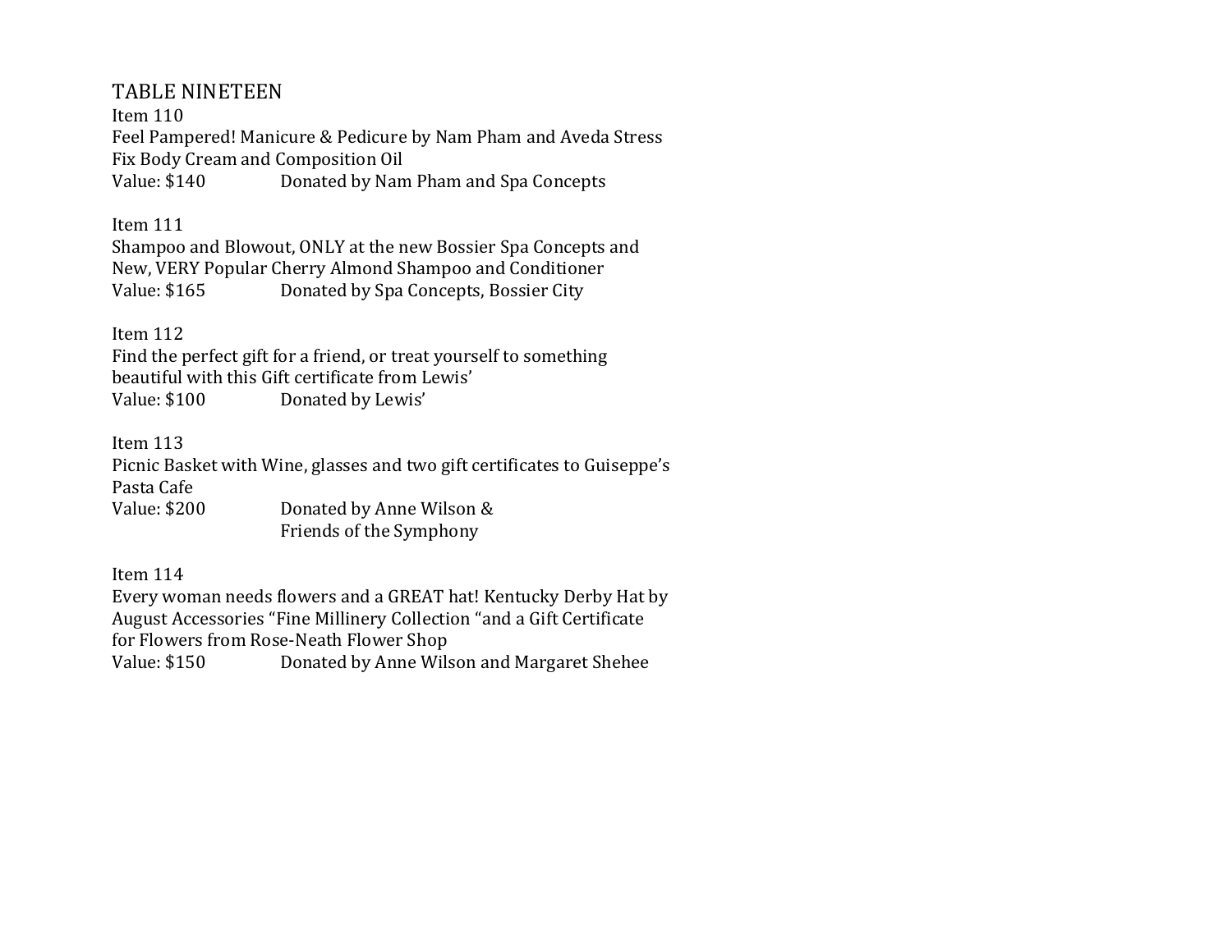# TABLE NINETEEN

Item 110
Feel Pampered! Manicure & Pedicure by Nam Pham and Aveda Stress Fix Body Cream and Composition Oil
Value: $140 Donated by Nam Pham and Spa Concepts

Item 111
Shampoo and Blowout, ONLY at the new Bossier Spa Concepts and New, VERY Popular Cherry Almond Shampoo and Conditioner
Value: $165 Donated by Spa Concepts, Bossier City

Item 112
Find the perfect gift for a friend, or treat yourself to something beautiful with this Gift certificate from Lewis'
Value: $100 Donated by Lewis'

Item 113
Picnic Basket with Wine, glasses and two gift certificates to Guiseppe's Pasta Cafe
Value: $200 Donated by Anne Wilson & Friends of the Symphony

Item 114
Every woman needs flowers and a GREAT hat! Kentucky Derby Hat by August Accessories "Fine Millinery Collection "and a Gift Certificate for Flowers from Rose-Neath Flower Shop
Value: $150 Donated by Anne Wilson and Margaret Shehee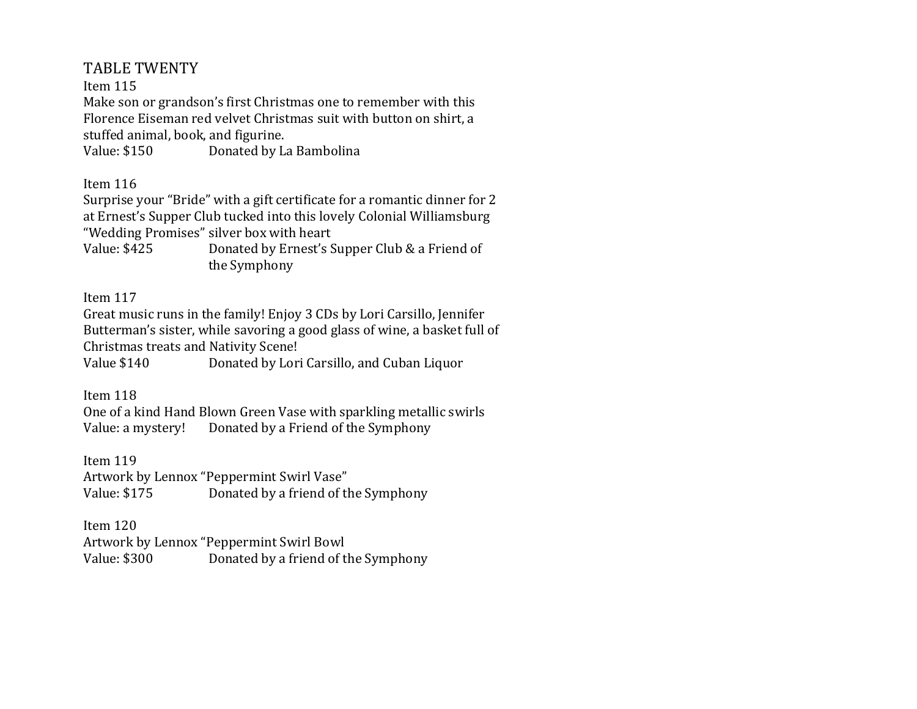## TABLE TWENTY

Item 115

Make son or grandson's first Christmas one to remember with this Florence Eiseman red velvet Christmas suit with button on shirt, a stuffed animal, book, and figurine.

Value: $150 Donated by La Bambolina

Item 116

Surprise your "Bride" with a gift certificate for a romantic dinner for 2 at Ernest's Supper Club tucked into this lovely Colonial Williamsburg "Wedding Promises" silver box with heart

Value: $425 Donated by Ernest's Supper Club & a Friend of the Symphony

Item 117

Great music runs in the family! Enjoy 3 CDs by Lori Carsillo, Jennifer Butterman's sister, while savoring a good glass of wine, a basket full of Christmas treats and Nativity Scene!

Value $140 Donated by Lori Carsillo, and Cuban Liquor

Item 118

One of a kind Hand Blown Green Vase with sparkling metallic swirls

Value: a mystery! Donated by a Friend of the Symphony

Item 119

Artwork by Lennox "Peppermint Swirl Vase"

Value: $175 Donated by a friend of the Symphony

Item 120

Artwork by Lennox "Peppermint Swirl Bowl

Value: $300 Donated by a friend of the Symphony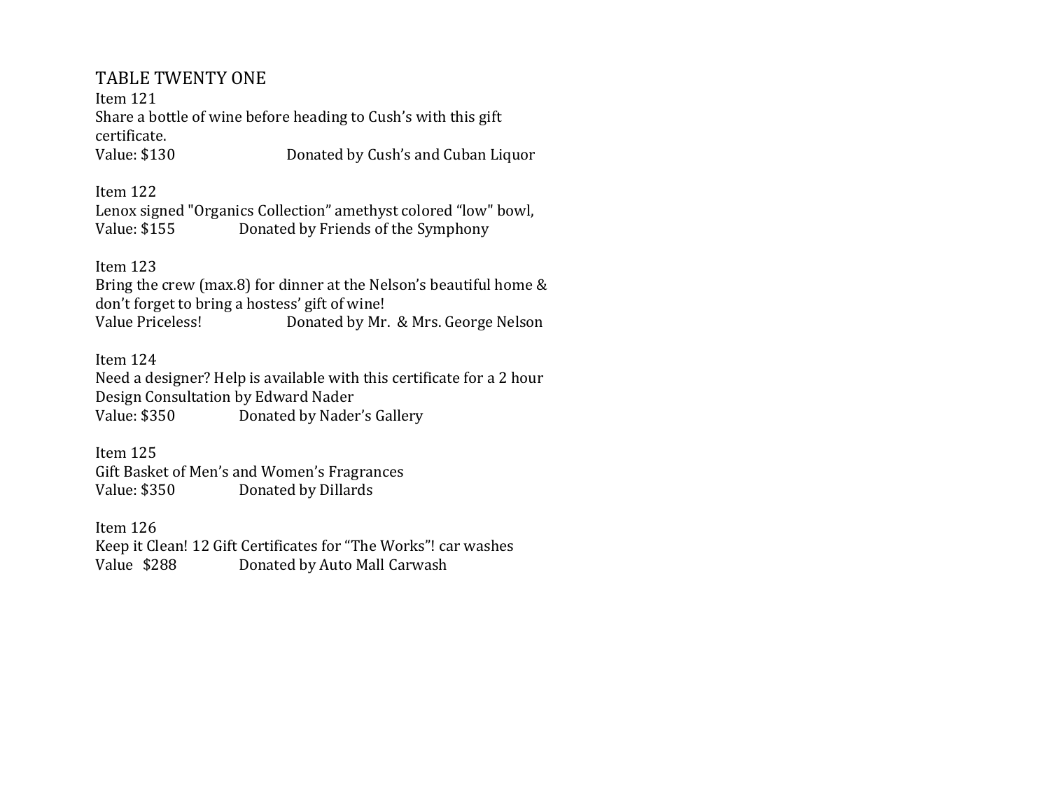## TABLE TWENTY ONE

Item 121
Share a bottle of wine before heading to Cush's with this gift certificate.
Value: $130 Donated by Cush's and Cuban Liquor

Item 122
Lenox signed "Organics Collection" amethyst colored "low" bowl,
Value: $155 Donated by Friends of the Symphony

Item 123
Bring the crew (max.8) for dinner at the Nelson's beautiful home & don't forget to bring a hostess' gift of wine!
Value Priceless! Donated by Mr. & Mrs. George Nelson

Item 124
Need a designer? Help is available with this certificate for a 2 hour Design Consultation by Edward Nader
Value: $350 Donated by Nader's Gallery

Item 125
Gift Basket of Men's and Women's Fragrances
Value: $350 Donated by Dillards

Item 126
Keep it Clean! 12 Gift Certificates for "The Works"! car washes
Value $288 Donated by Auto Mall Carwash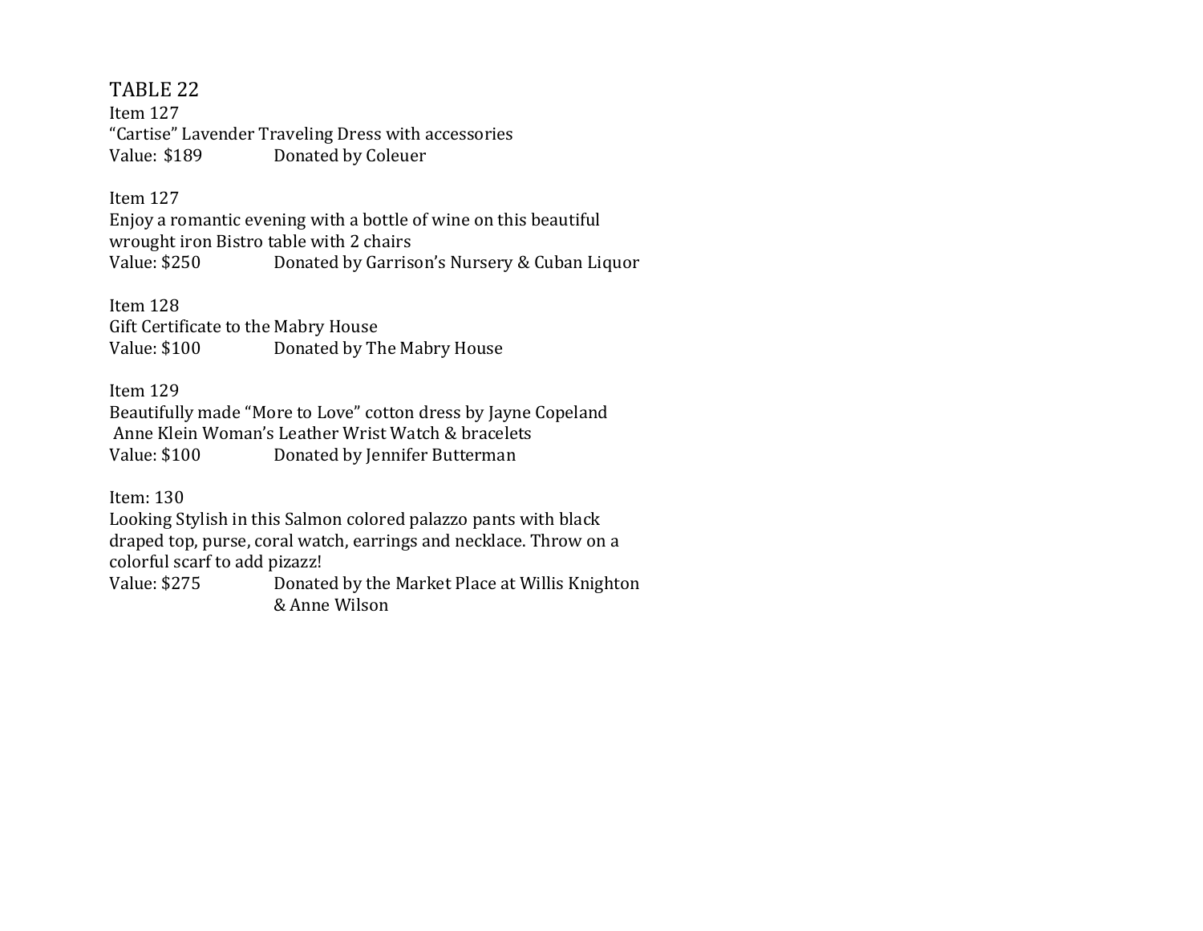TABLE 22

Item 127
“Cartise” Lavender Traveling Dress with accessories
Value:  $189 Donated by Coleuer

Item 127
Enjoy a romantic evening with a bottle of wine on this beautiful wrought iron Bistro table with 2 chairs
Value: $250 Donated by Garrison’s Nursery & Cuban Liquor

Item 128
Gift Certificate to the Mabry House
Value: $100 Donated by The Mabry House

Item 129
Beautifully made “More to Love” cotton dress by Jayne Copeland
Anne Klein Woman’s Leather Wrist Watch & bracelets
Value: $100 Donated by Jennifer Butterman

Item: 130
Looking Stylish in this Salmon colored palazzo pants with black draped top, purse, coral watch, earrings and necklace. Throw on a colorful scarf to add pizazz!
Value: $275 Donated by the Market Place at Willis Knighton & Anne Wilson